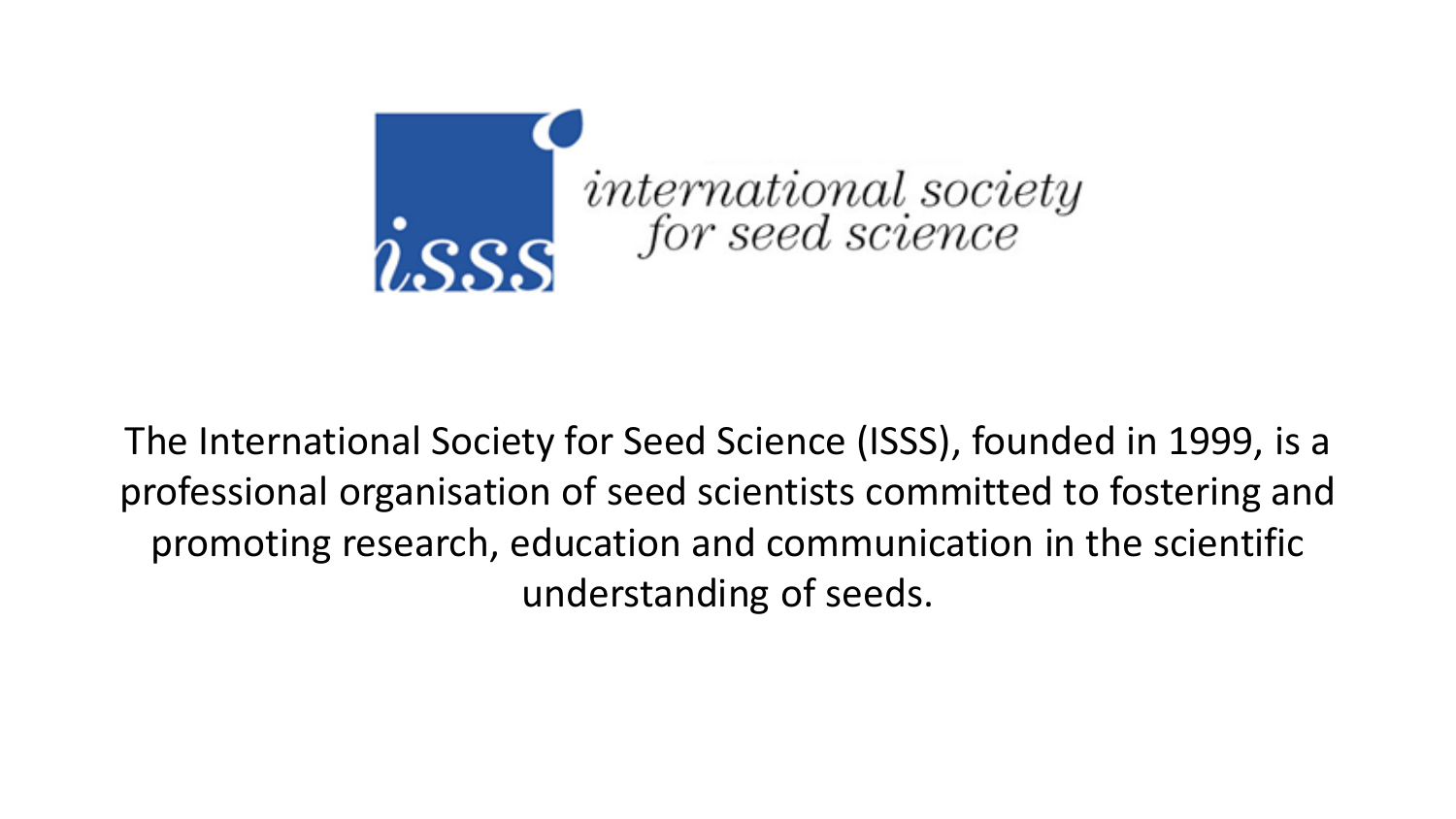isss

*international society for seed science*

The International Society for Seed Science (ISSS), founded in 1999, is a professional organisation of seed scientists committed to fostering and promoting research, education and communication in the scientific understanding of seeds.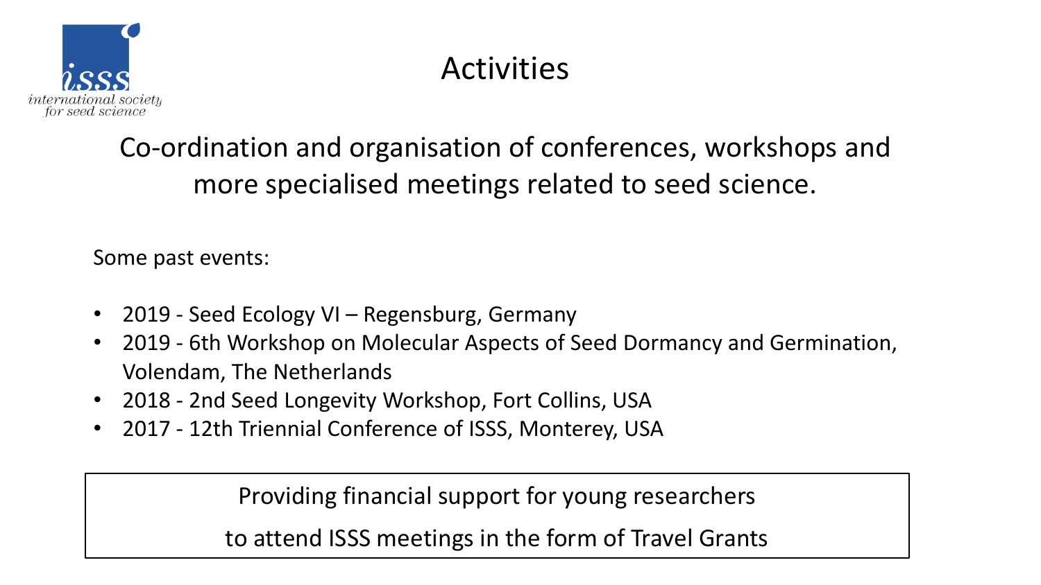# Activities

Co-ordination and organisation of conferences, workshops and more specialised meetings related to seed science.

Some past events:

- 2019 - Seed Ecology VI – Regensburg, Germany
- 2019 - 6th Workshop on Molecular Aspects of Seed Dormancy and Germination, Volendam, The Netherlands
- 2018 - 2nd Seed Longevity Workshop, Fort Collins, USA
- 2017 - 12th Triennial Conference of ISSS, Monterey, USA

Providing financial support for young researchers to attend ISSS meetings in the form of Travel Grants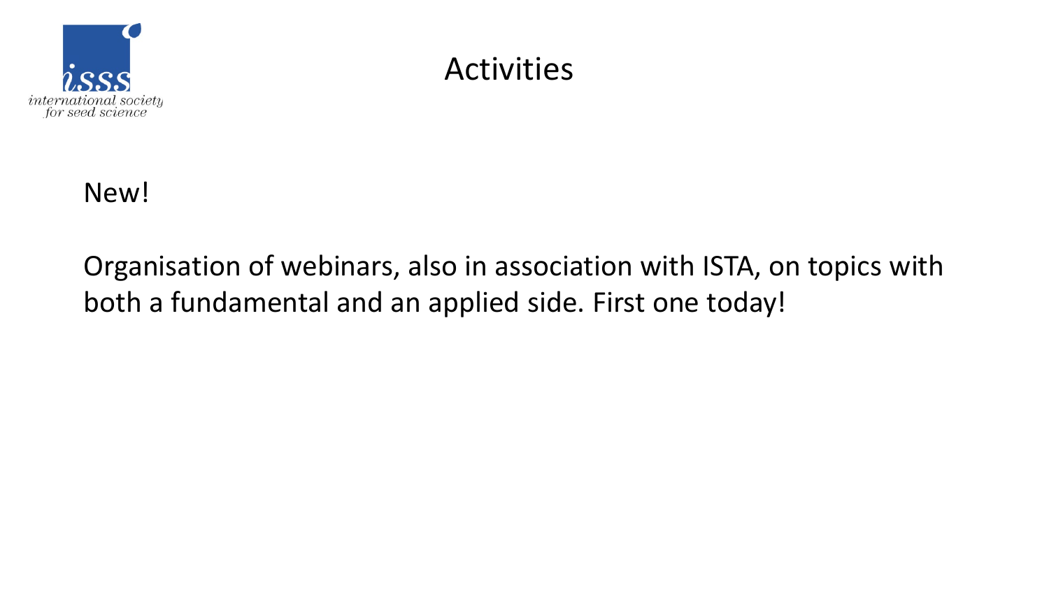# Activities

New!

Organisation of webinars, also in association with ISTA, on topics with both a fundamental and an applied side. First one today!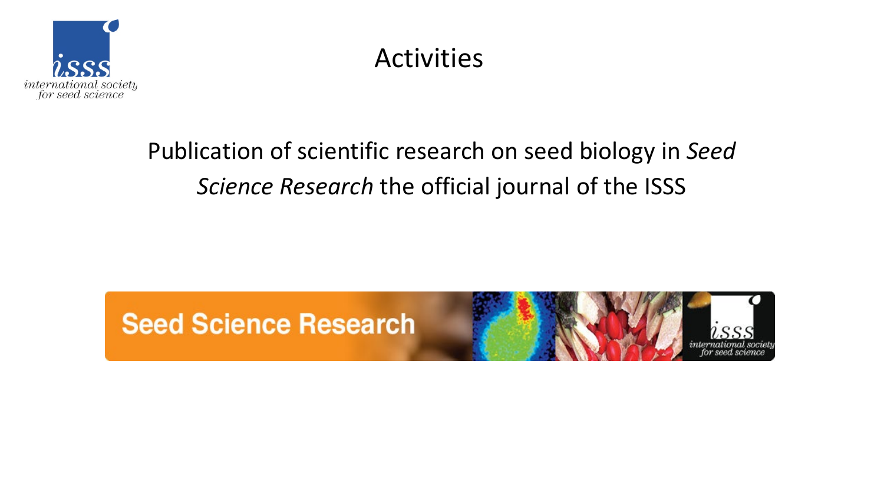# Activities

Publication of scientific research on seed biology in *Seed Science Research* the official journal of the ISSS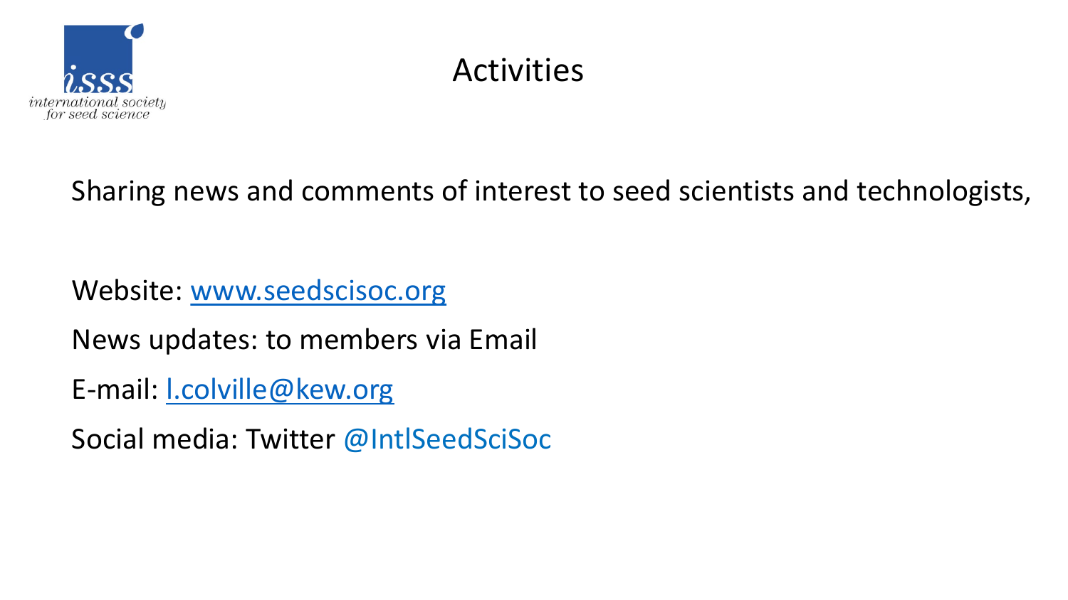# Activities

Sharing news and comments of interest to seed scientists and technologists,

Website: www.seedscisoc.org

News updates: to members via Email

E-mail: l.colville@kew.org

Social media: Twitter @IntlSeedSciSoc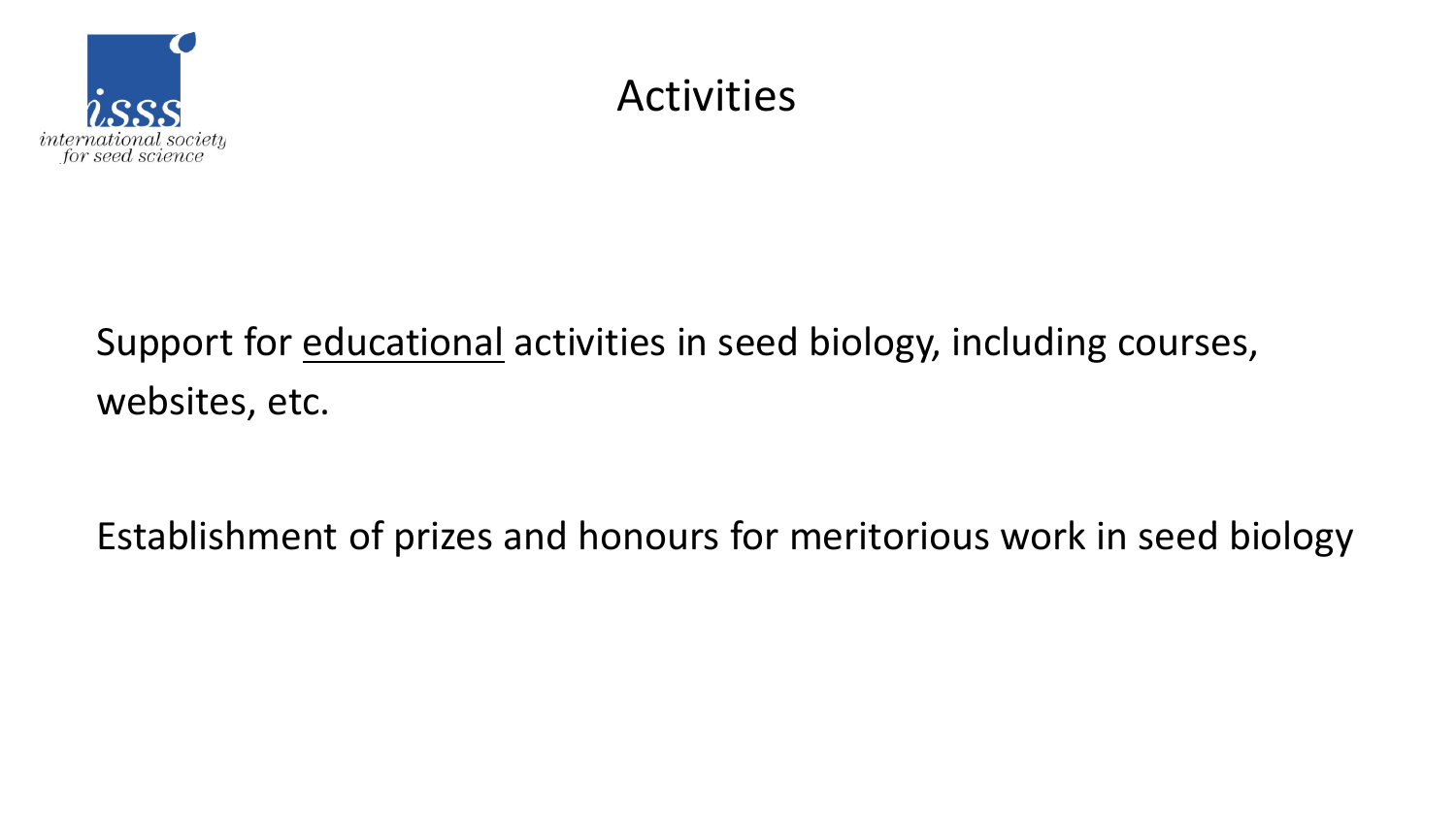# Activities

Support for <u>educational</u> activities in seed biology, including courses, websites, etc.

Establishment of prizes and honours for meritorious work in seed biology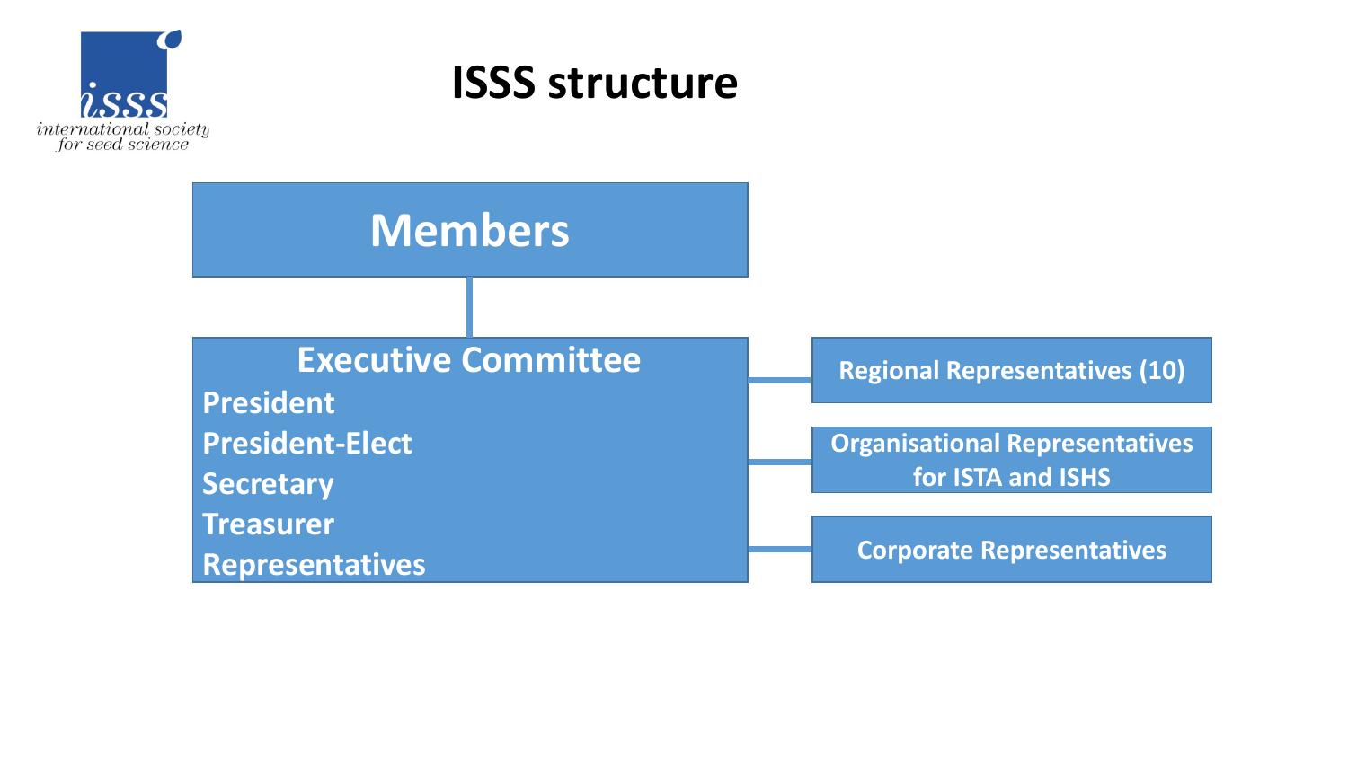# ISSS structure

**Members**

**Executive Committee**

- President
- President-Elect
- Secretary
- Treasurer
- Representatives

**Regional Representatives (10)**

**Organisational Representatives for ISTA and ISHS**

**Corporate Representatives**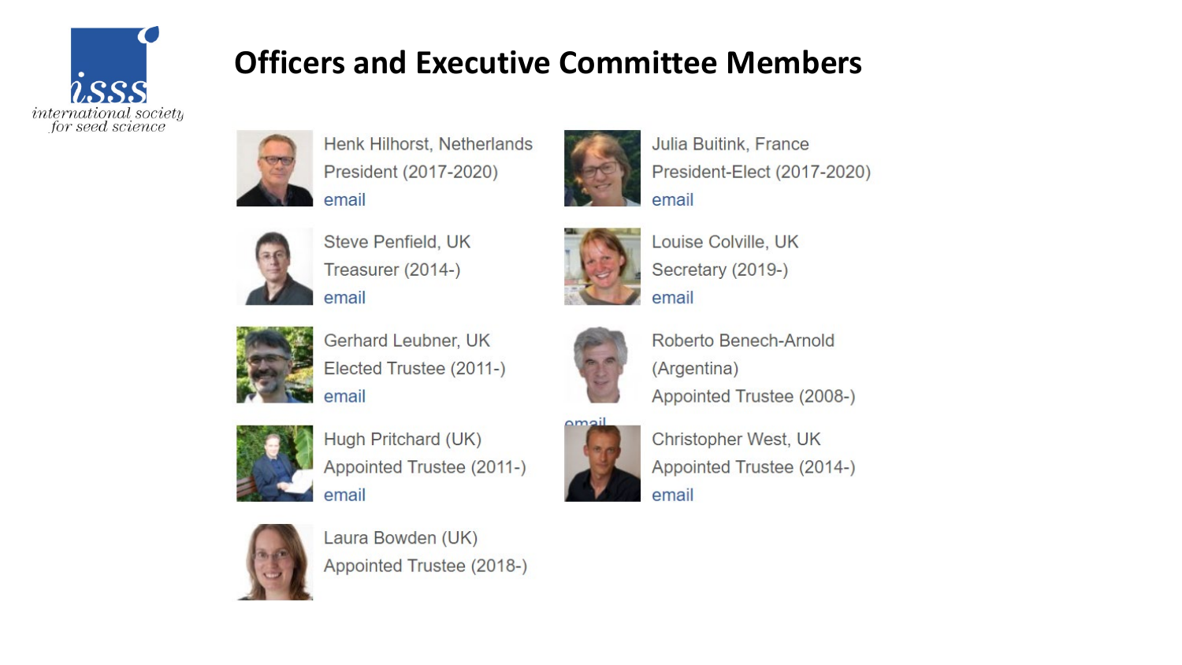international society for seed science

# Officers and Executive Committee Members

Henk Hilhorst, Netherlands
President (2017-2020)
email

Julia Buitink, France
President-Elect (2017-2020)
email

Steve Penfield, UK
Treasurer (2014-)
email

Louise Colville, UK
Secretary (2019-)
email

Gerhard Leubner, UK
Elected Trustee (2011-)
email

Roberto Benech-Arnold (Argentina)
Appointed Trustee (2008-)
email

Hugh Pritchard (UK)
Appointed Trustee (2011-)
email

Christopher West, UK
Appointed Trustee (2014-)
email

Laura Bowden (UK)
Appointed Trustee (2018-)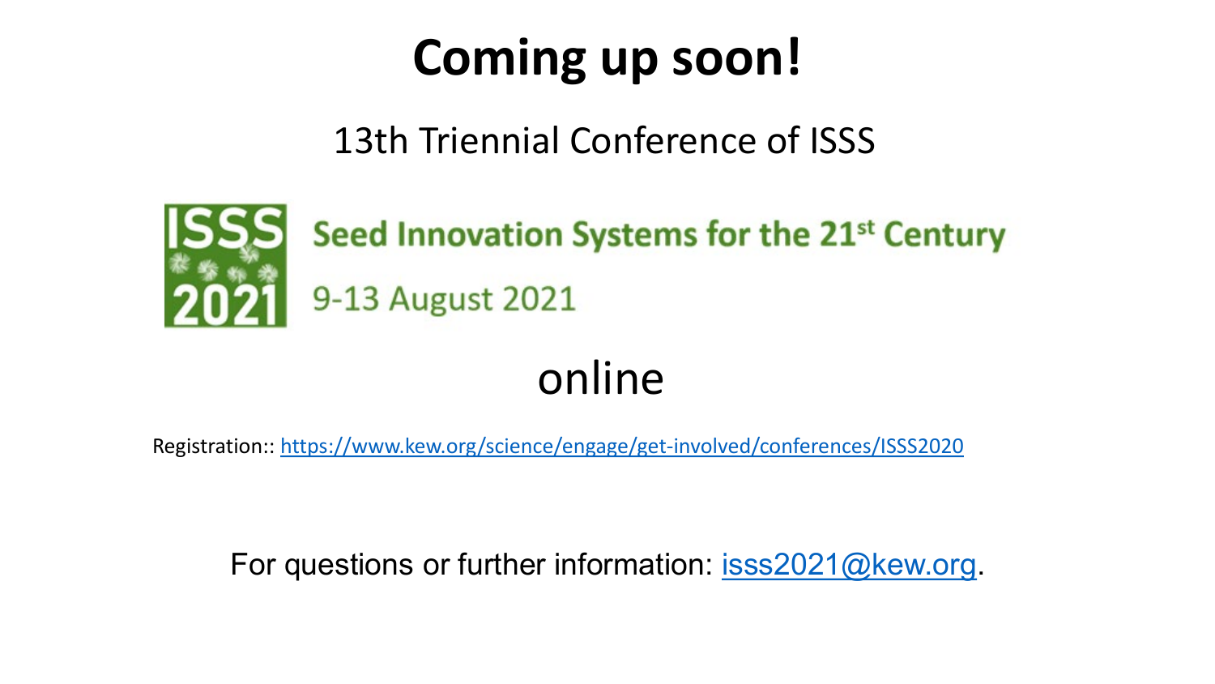# Coming up soon!

13th Triennial Conference of ISSS

ISSS 2021

Seed Innovation Systems for the 21st Century

9-13 August 2021

online

Registration:: https://www.kew.org/science/engage/get-involved/conferences/ISSS2020

For questions or further information: isss2021@kew.org.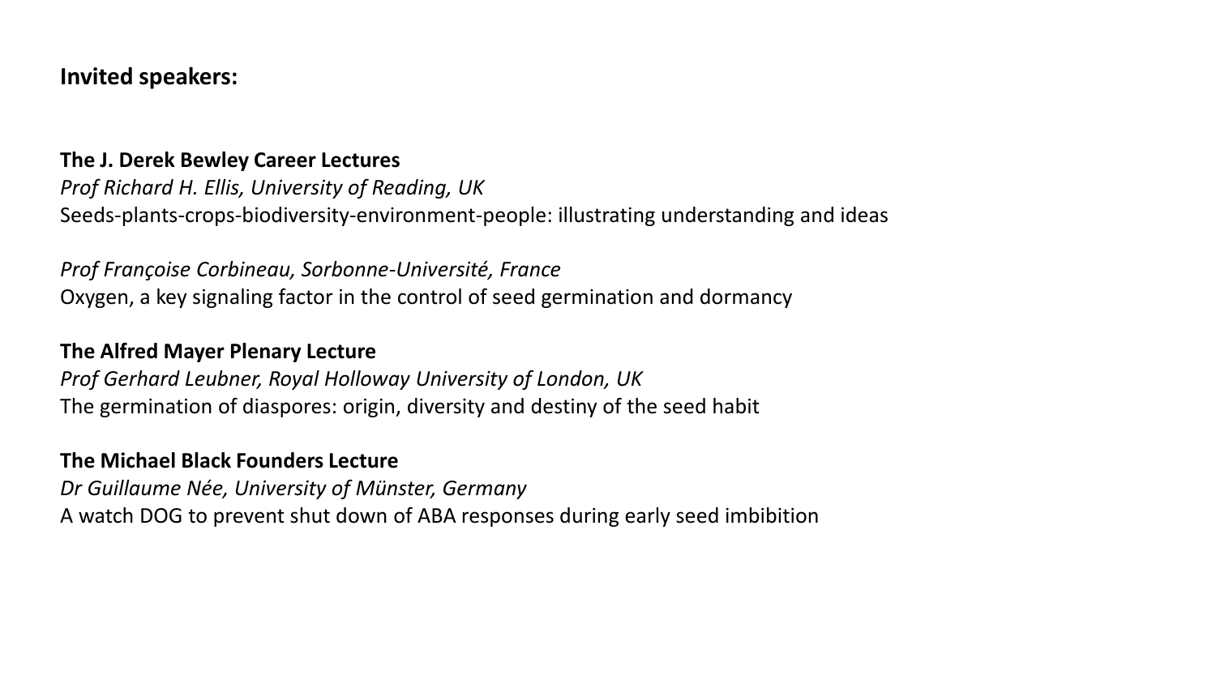**Invited speakers:**

**The J. Derek Bewley Career Lectures**

*Prof Richard H. Ellis, University of Reading, UK*

Seeds-plants-crops-biodiversity-environment-people: illustrating understanding and ideas

*Prof Françoise Corbineau, Sorbonne-Université, France*

Oxygen, a key signaling factor in the control of seed germination and dormancy

**The Alfred Mayer Plenary Lecture**

*Prof Gerhard Leubner, Royal Holloway University of London, UK*

The germination of diaspores: origin, diversity and destiny of the seed habit

**The Michael Black Founders Lecture**

*Dr Guillaume Née, University of Münster, Germany*

A watch DOG to prevent shut down of ABA responses during early seed imbibition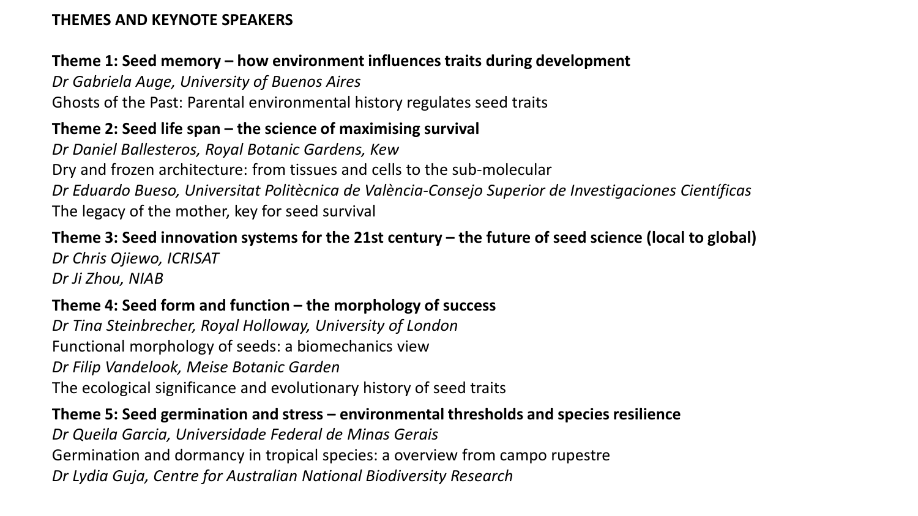## THEMES AND KEYNOTE SPEAKERS

**Theme 1: Seed memory – how environment influences traits during development**

*Dr Gabriela Auge, University of Buenos Aires*

Ghosts of the Past: Parental environmental history regulates seed traits

**Theme 2: Seed life span – the science of maximising survival**

*Dr Daniel Ballesteros, Royal Botanic Gardens, Kew*

Dry and frozen architecture: from tissues and cells to the sub-molecular

*Dr Eduardo Bueso, Universitat Politècnica de València-Consejo Superior de Investigaciones Científicas*

The legacy of the mother, key for seed survival

**Theme 3: Seed innovation systems for the 21st century – the future of seed science (local to global)**

*Dr Chris Ojiewo, ICRISAT*

*Dr Ji Zhou, NIAB*

**Theme 4: Seed form and function – the morphology of success**

*Dr Tina Steinbrecher, Royal Holloway, University of London*

Functional morphology of seeds: a biomechanics view

*Dr Filip Vandelook, Meise Botanic Garden*

The ecological significance and evolutionary history of seed traits

**Theme 5: Seed germination and stress – environmental thresholds and species resilience**

*Dr Queila Garcia, Universidade Federal de Minas Gerais*

Germination and dormancy in tropical species: a overview from campo rupestre

*Dr Lydia Guja, Centre for Australian National Biodiversity Research*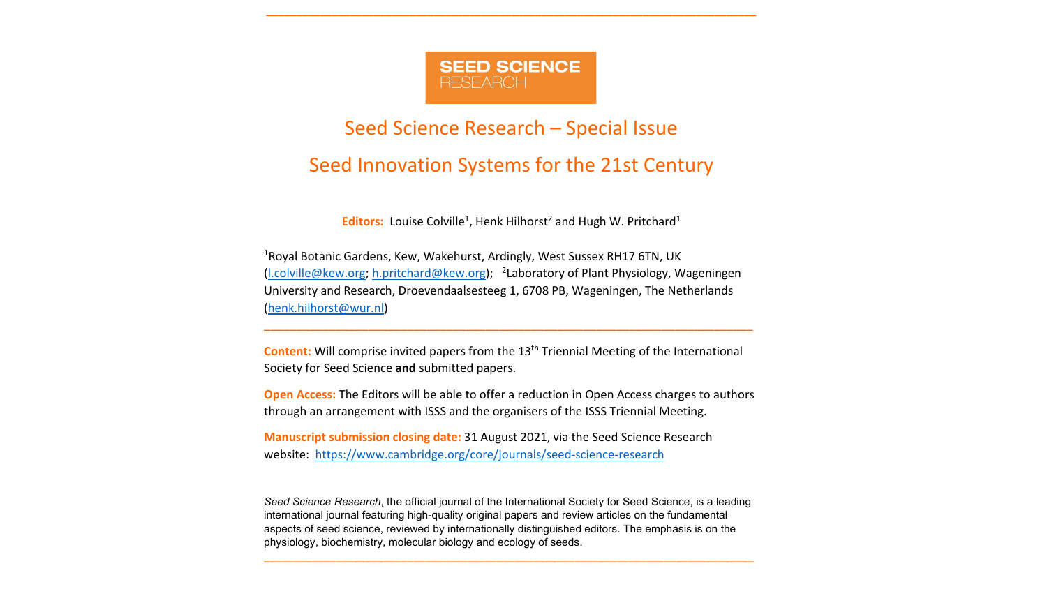**SEED SCIENCE RESEARCH**

# Seed Science Research – Special Issue

## Seed Innovation Systems for the 21st Century

**Editors:** Louise Colville[1], Henk Hilhorst[2] and Hugh W. Pritchard[1]

[1]Royal Botanic Gardens, Kew, Wakehurst, Ardingly, West Sussex RH17 6TN, UK (l.colville@kew.org; h.pritchard@kew.org); [2]Laboratory of Plant Physiology, Wageningen University and Research, Droevendaalsesteeg 1, 6708 PB, Wageningen, The Netherlands (henk.hilhorst@wur.nl)

---

**Content:** Will comprise invited papers from the 13th Triennial Meeting of the International Society for Seed Science **and** submitted papers.

**Open Access:** The Editors will be able to offer a reduction in Open Access charges to authors through an arrangement with ISSS and the organisers of the ISSS Triennial Meeting.

**Manuscript submission closing date:** 31 August 2021, via the Seed Science Research website: https://www.cambridge.org/core/journals/seed-science-research

*Seed Science Research*, the official journal of the International Society for Seed Science, is a leading international journal featuring high-quality original papers and review articles on the fundamental aspects of seed science, reviewed by internationally distinguished editors. The emphasis is on the physiology, biochemistry, molecular biology and ecology of seeds.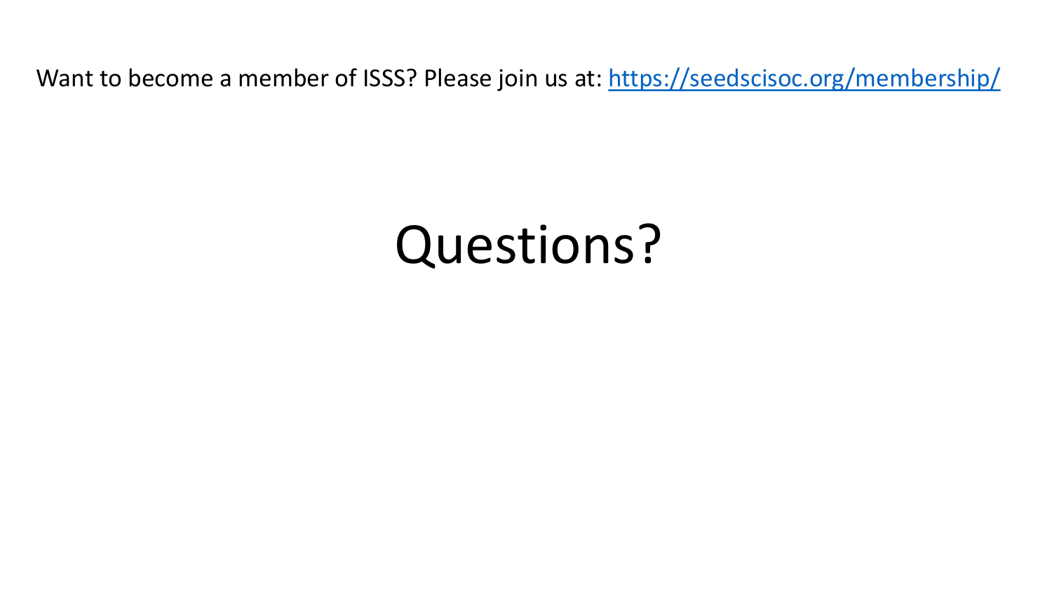Want to become a member of ISSS? Please join us at: https://seedscisoc.org/membership/

# Questions?